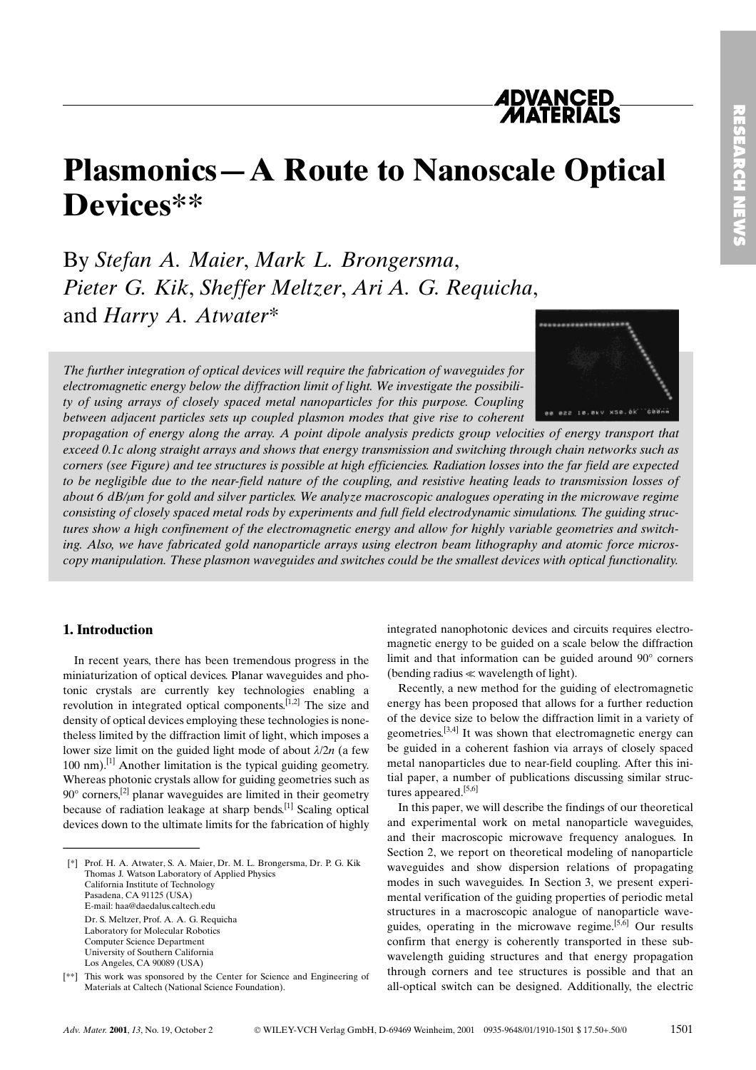# Plasmonics—A Route to Nanoscale Optical Devices**

By *Stefan A. Maier*, *Mark L. Brongersma*, *Pieter G. Kik*, *Sheffer Meltzer*, *Ari A. G. Requicha*, and *Harry A. Atwater**

*The further integration of optical devices will require the fabrication of waveguides for electromagnetic energy below the diffraction limit of light. We investigate the possibility of using arrays of closely spaced metal nanoparticles for this purpose. Coupling between adjacent particles sets up coupled plasmon modes that give rise to coherent propagation of energy along the array. A point dipole analysis predicts group velocities of energy transport that exceed 0.1c along straight arrays and shows that energy transmission and switching through chain networks such as corners (see Figure) and tee structures is possible at high efficiencies. Radiation losses into the far field are expected to be negligible due to the near-field nature of the coupling, and resistive heating leads to transmission losses of about 6 dB/μm for gold and silver particles. We analyze macroscopic analogues operating in the microwave regime consisting of closely spaced metal rods by experiments and full field electrodynamic simulations. The guiding structures show a high confinement of the electromagnetic energy and allow for highly variable geometries and switching. Also, we have fabricated gold nanoparticle arrays using electron beam lithography and atomic force microscopy manipulation. These plasmon waveguides and switches could be the smallest devices with optical functionality.*

## 1. Introduction

In recent years, there has been tremendous progress in the miniaturization of optical devices. Planar waveguides and photonic crystals are currently key technologies enabling a revolution in integrated optical components.[1,2] The size and density of optical devices employing these technologies is nonetheless limited by the diffraction limit of light, which imposes a lower size limit on the guided light mode of about $\lambda/2n$ (a few 100 nm).[1] Another limitation is the typical guiding geometry. Whereas photonic crystals allow for guiding geometries such as 90° corners,[2] planar waveguides are limited in their geometry because of radiation leakage at sharp bends.[1] Scaling optical devices down to the ultimate limits for the fabrication of highly integrated nanophotonic devices and circuits requires electromagnetic energy to be guided on a scale below the diffraction limit and that information can be guided around 90° corners (bending radius $\ll$ wavelength of light).

Recently, a new method for the guiding of electromagnetic energy has been proposed that allows for a further reduction of the device size to below the diffraction limit in a variety of geometries.[3,4] It was shown that electromagnetic energy can be guided in a coherent fashion via arrays of closely spaced metal nanoparticles due to near-field coupling. After this initial paper, a number of publications discussing similar structures appeared.[5,6]

In this paper, we will describe the findings of our theoretical and experimental work on metal nanoparticle waveguides, and their macroscopic microwave frequency analogues. In Section 2, we report on theoretical modeling of nanoparticle waveguides and show dispersion relations of propagating modes in such waveguides. In Section 3, we present experimental verification of the guiding properties of periodic metal structures in a macroscopic analogue of nanoparticle waveguides, operating in the microwave regime.[5,6] Our results confirm that energy is coherently transported in these subwavelength guiding structures and that energy propagation through corners and tee structures is possible and that an all-optical switch can be designed. Additionally, the electric

---

[*] Prof. H. A. Atwater, S. A. Maier, Dr. M. L. Brongersma, Dr. P. G. Kik
Thomas J. Watson Laboratory of Applied Physics
California Institute of Technology
Pasadena, CA 91125 (USA)
E-mail: haa@daedalus.caltech.edu

Dr. S. Meltzer, Prof. A. A. G. Requicha
Laboratory for Molecular Robotics
Computer Science Department
University of Southern California
Los Angeles, CA 90089 (USA)

[**] This work was sponsored by the Center for Science and Engineering of Materials at Caltech (National Science Foundation).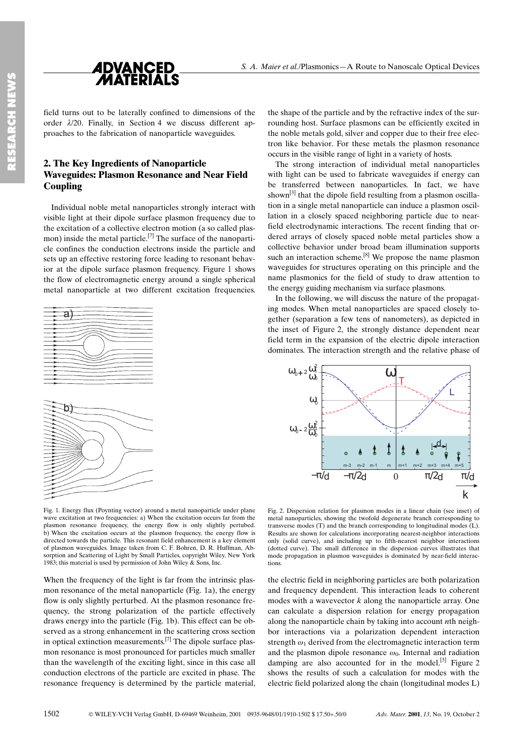field turns out to be laterally confined to dimensions of the order $\lambda/20$. Finally, in Section 4 we discuss different approaches to the fabrication of nanoparticle waveguides.

## 2. The Key Ingredients of Nanoparticle Waveguides: Plasmon Resonance and Near Field Coupling

Individual noble metal nanoparticles strongly interact with visible light at their dipole surface plasmon frequency due to the excitation of a collective electron motion (a so called plasmon) inside the metal particle.[7] The surface of the nanoparticle confines the conduction electrons inside the particle and sets up an effective restoring force leading to resonant behavior at the dipole surface plasmon frequency. Figure 1 shows the flow of electromagnetic energy around a single spherical metal nanoparticle at two different excitation frequencies.

Fig. 1. Energy flux (Poynting vector) around a metal nanoparticle under plane wave excitation at two frequencies: a) When the excitation occurs far from the plasmon resonance frequency, the energy flow is only slightly pertubed. b) When the excitation occurs at the plasmon frequency, the energy flow is directed towards the particle. This resonant field enhancement is a key element of plasmon waveguides. Image taken from C. F. Bohren, D. R. Huffman, Absorption and Scattering of Light by Small Particles, copyright Wiley, New York 1983; this material is used by permission of John Wiley & Sons, Inc.

When the frequency of the light is far from the intrinsic plasmon resonance of the metal nanoparticle (Fig. 1a), the energy flow is only slightly perturbed. At the plasmon resonance frequency, the strong polarization of the particle effectively draws energy into the particle (Fig. 1b). This effect can be observed as a strong enhancement in the scattering cross section in optical extinction measurements.[7] The dipole surface plasmon resonance is most pronounced for particles much smaller than the wavelength of the exciting light, since in this case all conduction electrons of the particle are excited in phase. The resonance frequency is determined by the particle material, the shape of the particle and by the refractive index of the surrounding host. Surface plasmons can be efficiently excited in the noble metals gold, silver and copper due to their free electron like behavior. For these metals the plasmon resonance occurs in the visible range of light in a variety of hosts.

The strong interaction of individual metal nanoparticles with light can be used to fabricate waveguides if energy can be transferred between nanoparticles. In fact, we have shown[3] that the dipole field resulting from a plasmon oscillation in a single metal nanoparticle can induce a plasmon oscillation in a closely spaced neighboring particle due to near-field electrodynamic interactions. The recent finding that ordered arrays of closely spaced noble metal particles show a collective behavior under broad beam illumination supports such an interaction scheme.[8] We propose the name plasmon waveguides for structures operating on this principle and the name plasmonics for the field of study to draw attention to the energy guiding mechanism via surface plasmons.

In the following, we will discuss the nature of the propagating modes. When metal nanoparticles are spaced closely together (separation a few tens of nanometers), as depicted in the inset of Figure 2, the strongly distance dependent near field term in the expansion of the electric dipole interaction dominates. The interaction strength and the relative phase of

Fig. 2. Dispersion relation for plasmon modes in a linear chain (see inset) of metal nanoparticles, showing the twofold degenerate branch corresponding to transverse modes (T) and the branch corresponding to longitudinal modes (L). Results are shown for calculations incorporating nearest-neighbor interactions only (solid curve), and including up to fifth-nearest neighbor interactions (dotted curve). The small difference in the dispersion curves illustrates that mode propagation in plasmon waveguides is dominated by near-field interactions.

the electric field in neighboring particles are both polarization and frequency dependent. This interaction leads to coherent modes with a wavevector $k$ along the nanoparticle array. One can calculate a dispersion relation for energy propagation along the nanoparticle chain by taking into account $n$th neighbor interactions via a polarization dependent interaction strength $\omega_1$ derived from the electromagnetic interaction term and the plasmon dipole resonance $\omega_0$. Internal and radiation damping are also accounted for in the model.[3] Figure 2 shows the results of such a calculation for modes with the electric field polarized along the chain (longitudinal modes L)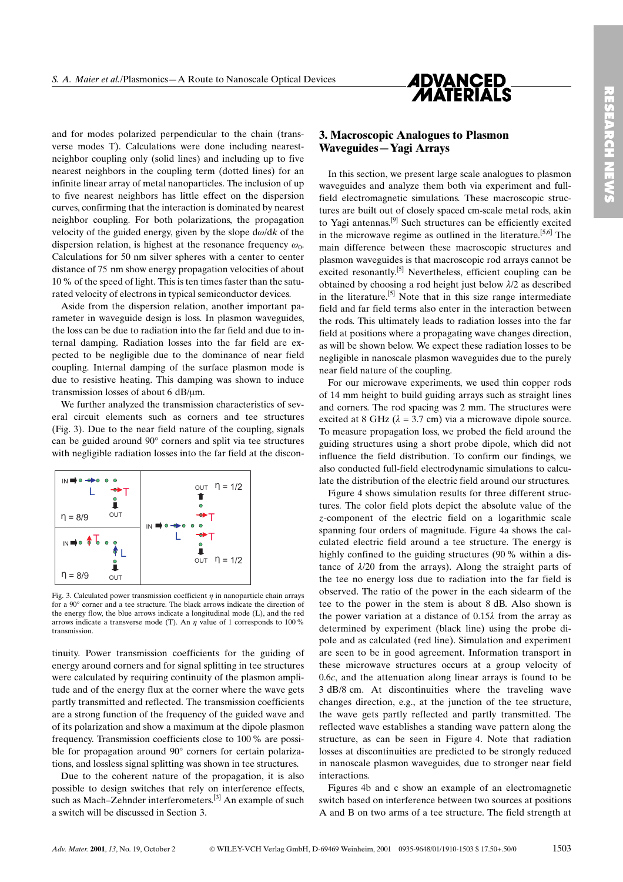and for modes polarized perpendicular to the chain (transverse modes T). Calculations were done including nearest-neighbor coupling only (solid lines) and including up to five nearest neighbors in the coupling term (dotted lines) for an infinite linear array of metal nanoparticles. The inclusion of up to five nearest neighbors has little effect on the dispersion curves, confirming that the interaction is dominated by nearest neighbor coupling. For both polarizations, the propagation velocity of the guided energy, given by the slope d$\omega$/d$k$ of the dispersion relation, is highest at the resonance frequency $\omega_0$. Calculations for 50 nm silver spheres with a center to center distance of 75 nm show energy propagation velocities of about 10 % of the speed of light. This is ten times faster than the saturated velocity of electrons in typical semiconductor devices.

Aside from the dispersion relation, another important parameter in waveguide design is loss. In plasmon waveguides, the loss can be due to radiation into the far field and due to internal damping. Radiation losses into the far field are expected to be negligible due to the dominance of near field coupling. Internal damping of the surface plasmon mode is due to resistive heating. This damping was shown to induce transmission losses of about 6 dB/μm.

We further analyzed the transmission characteristics of several circuit elements such as corners and tee structures (Fig. 3). Due to the near field nature of the coupling, signals can be guided around 90° corners and split via tee structures with negligible radiation losses into the far field at the discontinuity. Power transmission coefficients for the guiding of energy around corners and for signal splitting in tee structures were calculated by requiring continuity of the plasmon amplitude and of the energy flux at the corner where the wave gets partly transmitted and reflected. The transmission coefficients are a strong function of the frequency of the guided wave and of its polarization and show a maximum at the dipole plasmon frequency. Transmission coefficients close to 100 % are possible for propagation around 90° corners for certain polarizations, and lossless signal splitting was shown in tee structures.

Fig. 3. Calculated power transmission coefficient $\eta$ in nanoparticle chain arrays for a 90° corner and a tee structure. The black arrows indicate the direction of the energy flow, the blue arrows indicate a longitudinal mode (L), and the red arrows indicate a transverse mode (T). An $\eta$ value of 1 corresponds to 100 % transmission.

Due to the coherent nature of the propagation, it is also possible to design switches that rely on interference effects, such as Mach–Zehnder interferometers.[3] An example of such a switch will be discussed in Section 3.

## 3. Macroscopic Analogues to Plasmon Waveguides—Yagi Arrays

In this section, we present large scale analogues to plasmon waveguides and analyze them both via experiment and full-field electromagnetic simulations. These macroscopic structures are built out of closely spaced cm-scale metal rods, akin to Yagi antennas.[9] Such structures can be efficiently excited in the microwave regime as outlined in the literature.[5,6] The main difference between these macroscopic structures and plasmon waveguides is that macroscopic rod arrays cannot be excited resonantly.[5] Nevertheless, efficient coupling can be obtained by choosing a rod height just below $\lambda/2$ as described in the literature.[5] Note that in this size range intermediate field and far field terms also enter in the interaction between the rods. This ultimately leads to radiation losses into the far field at positions where a propagating wave changes direction, as will be shown below. We expect these radiation losses to be negligible in nanoscale plasmon waveguides due to the purely near field nature of the coupling.

For our microwave experiments, we used thin copper rods of 14 mm height to build guiding arrays such as straight lines and corners. The rod spacing was 2 mm. The structures were excited at 8 GHz ($\lambda$ = 3.7 cm) via a microwave dipole source. To measure propagation loss, we probed the field around the guiding structures using a short probe dipole, which did not influence the field distribution. To confirm our findings, we also conducted full-field electrodynamic simulations to calculate the distribution of the electric field around our structures.

Figure 4 shows simulation results for three different structures. The color field plots depict the absolute value of the $z$-component of the electric field on a logarithmic scale spanning four orders of magnitude. Figure 4a shows the calculated electric field around a tee structure. The energy is highly confined to the guiding structures (90 % within a distance of $\lambda/20$ from the arrays). Along the straight parts of the tee no energy loss due to radiation into the far field is observed. The ratio of the power in the each sidearm of the tee to the power in the stem is about 8 dB. Also shown is the power variation at a distance of 0.15$\lambda$ from the array as determined by experiment (black line) using the probe dipole and as calculated (red line). Simulation and experiment are seen to be in good agreement. Information transport in these microwave structures occurs at a group velocity of 0.6$c$, and the attenuation along linear arrays is found to be 3 dB/8 cm. At discontinuities where the traveling wave changes direction, e.g., at the junction of the tee structure, the wave gets partly reflected and partly transmitted. The reflected wave establishes a standing wave pattern along the structure, as can be seen in Figure 4. Note that radiation losses at discontinuities are predicted to be strongly reduced in nanoscale plasmon waveguides, due to stronger near field interactions.

Figures 4b and c show an example of an electromagnetic switch based on interference between two sources at positions A and B on two arms of a tee structure. The field strength at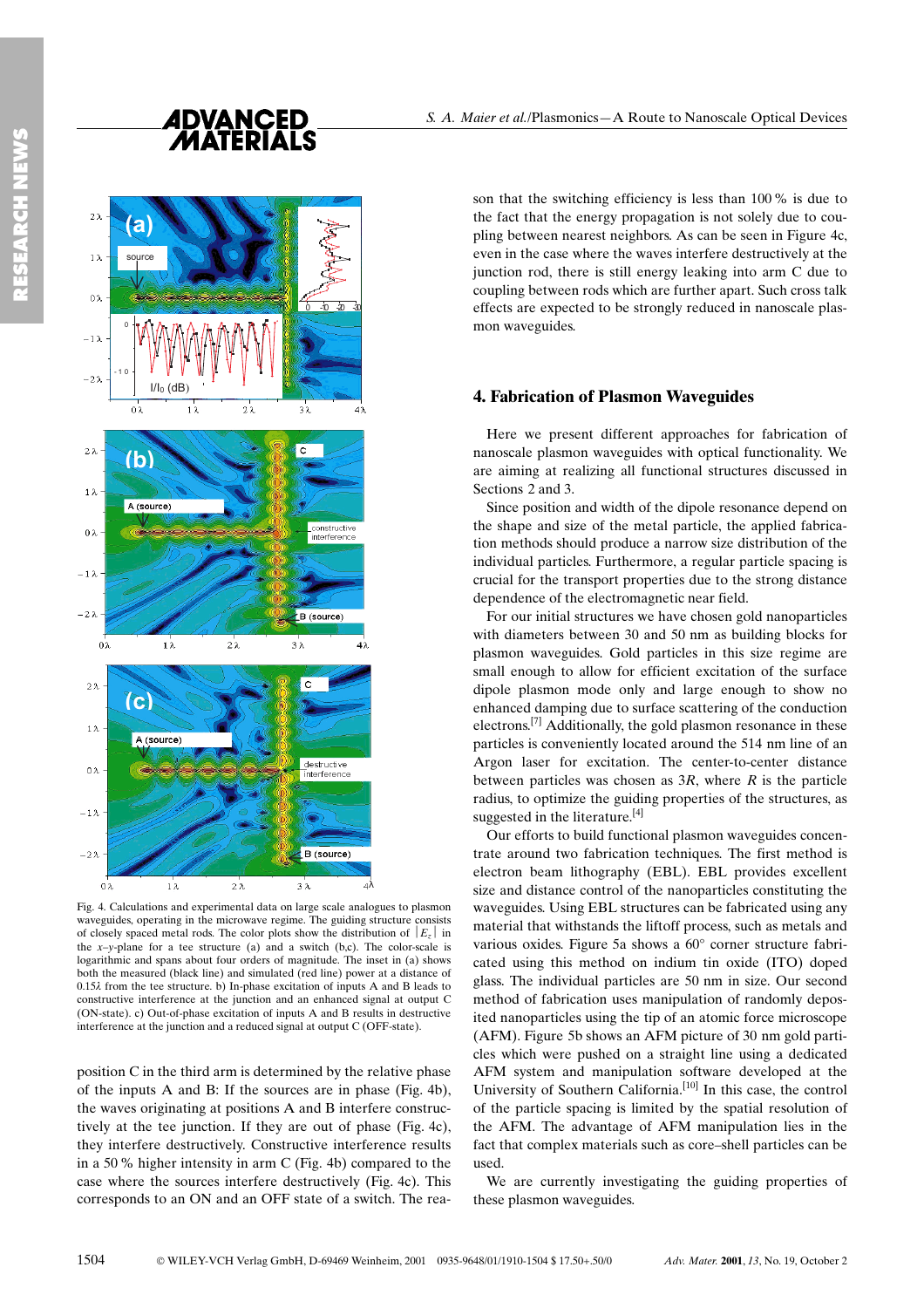Fig. 4. Calculations and experimental data on large scale analogues to plasmon waveguides, operating in the microwave regime. The guiding structure consists of closely spaced metal rods. The color plots show the distribution of $|E_z|$ in the $x$–$y$-plane for a tee structure (a) and a switch (b,c). The color-scale is logarithmic and spans about four orders of magnitude. The inset in (a) shows both the measured (black line) and simulated (red line) power at a distance of 0.15λ from the tee structure. b) In-phase excitation of inputs A and B leads to constructive interference at the junction and an enhanced signal at output C (ON-state). c) Out-of-phase excitation of inputs A and B results in destructive interference at the junction and a reduced signal at output C (OFF-state).

position C in the third arm is determined by the relative phase of the inputs A and B: If the sources are in phase (Fig. 4b), the waves originating at positions A and B interfere constructively at the tee junction. If they are out of phase (Fig. 4c), they interfere destructively. Constructive interference results in a 50 % higher intensity in arm C (Fig. 4b) compared to the case where the sources interfere destructively (Fig. 4c). This corresponds to an ON and an OFF state of a switch. The reason that the switching efficiency is less than 100 % is due to the fact that the energy propagation is not solely due to coupling between nearest neighbors. As can be seen in Figure 4c, even in the case where the waves interfere destructively at the junction rod, there is still energy leaking into arm C due to coupling between rods which are further apart. Such cross talk effects are expected to be strongly reduced in nanoscale plasmon waveguides.

## 4. Fabrication of Plasmon Waveguides

Here we present different approaches for fabrication of nanoscale plasmon waveguides with optical functionality. We are aiming at realizing all functional structures discussed in Sections 2 and 3.

Since position and width of the dipole resonance depend on the shape and size of the metal particle, the applied fabrication methods should produce a narrow size distribution of the individual particles. Furthermore, a regular particle spacing is crucial for the transport properties due to the strong distance dependence of the electromagnetic near field.

For our initial structures we have chosen gold nanoparticles with diameters between 30 and 50 nm as building blocks for plasmon waveguides. Gold particles in this size regime are small enough to allow for efficient excitation of the surface dipole plasmon mode only and large enough to show no enhanced damping due to surface scattering of the conduction electrons.[7] Additionally, the gold plasmon resonance in these particles is conveniently located around the 514 nm line of an Argon laser for excitation. The center-to-center distance between particles was chosen as $3R$, where $R$ is the particle radius, to optimize the guiding properties of the structures, as suggested in the literature.[4]

Our efforts to build functional plasmon waveguides concentrate around two fabrication techniques. The first method is electron beam lithography (EBL). EBL provides excellent size and distance control of the nanoparticles constituting the waveguides. Using EBL structures can be fabricated using any material that withstands the liftoff process, such as metals and various oxides. Figure 5a shows a 60° corner structure fabricated using this method on indium tin oxide (ITO) doped glass. The individual particles are 50 nm in size. Our second method of fabrication uses manipulation of randomly deposited nanoparticles using the tip of an atomic force microscope (AFM). Figure 5b shows an AFM picture of 30 nm gold particles which were pushed on a straight line using a dedicated AFM system and manipulation software developed at the University of Southern California.[10] In this case, the control of the particle spacing is limited by the spatial resolution of the AFM. The advantage of AFM manipulation lies in the fact that complex materials such as core–shell particles can be used.

We are currently investigating the guiding properties of these plasmon waveguides.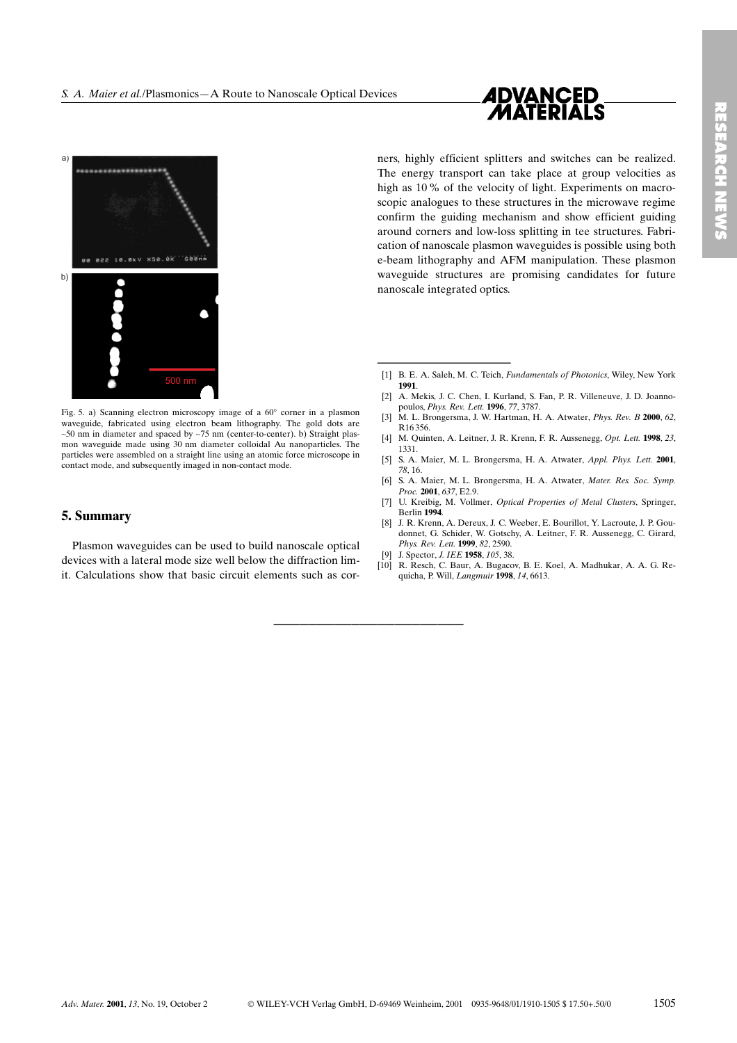a)

00 022 10.0kV X50.0K 600nm

b)

500 nm

Fig. 5. a) Scanning electron microscopy image of a 60° corner in a plasmon waveguide, fabricated using electron beam lithography. The gold dots are ~50 nm in diameter and spaced by ~75 nm (center-to-center). b) Straight plasmon waveguide made using 30 nm diameter colloidal Au nanoparticles. The particles were assembled on a straight line using an atomic force microscope in contact mode, and subsequently imaged in non-contact mode.

## 5. Summary

Plasmon waveguides can be used to build nanoscale optical devices with a lateral mode size well below the diffraction limit. Calculations show that basic circuit elements such as corners, highly efficient splitters and switches can be realized. The energy transport can take place at group velocities as high as 10 % of the velocity of light. Experiments on macroscopic analogues to these structures in the microwave regime confirm the guiding mechanism and show efficient guiding around corners and low-loss splitting in tee structures. Fabrication of nanoscale plasmon waveguides is possible using both e-beam lithography and AFM manipulation. These plasmon waveguide structures are promising candidates for future nanoscale integrated optics.

---

[1] B. E. A. Saleh, M. C. Teich, *Fundamentals of Photonics*, Wiley, New York **1991**.

[2] A. Mekis, J. C. Chen, I. Kurland, S. Fan, P. R. Villeneuve, J. D. Joannopoulos, *Phys. Rev. Lett.* **1996**, *77*, 3787.

[3] M. L. Brongersma, J. W. Hartman, H. A. Atwater, *Phys. Rev. B* **2000**, *62*, R16 356.

[4] M. Quinten, A. Leitner, J. R. Krenn, F. R. Aussenegg, *Opt. Lett.* **1998**, *23*, 1331.

[5] S. A. Maier, M. L. Brongersma, H. A. Atwater, *Appl. Phys. Lett.* **2001**, *78*, 16.

[6] S. A. Maier, M. L. Brongersma, H. A. Atwater, *Mater. Res. Soc. Symp. Proc.* **2001**, *637*, E2.9.

[7] U. Kreibig, M. Vollmer, *Optical Properties of Metal Clusters*, Springer, Berlin **1994**.

[8] J. R. Krenn, A. Dereux, J. C. Weeber, E. Bourillot, Y. Lacroute, J. P. Goudonnet, G. Schider, W. Gotschy, A. Leitner, F. R. Aussenegg, C. Girard, *Phys. Rev. Lett.* **1999**, *82*, 2590.

[9] J. Spector, *J. IEE* **1958**, *105*, 38.

[10] R. Resch, C. Baur, A. Bugacov, B. E. Koel, A. Madhukar, A. A. G. Requicha, P. Will, *Langmuir* **1998**, *14*, 6613.